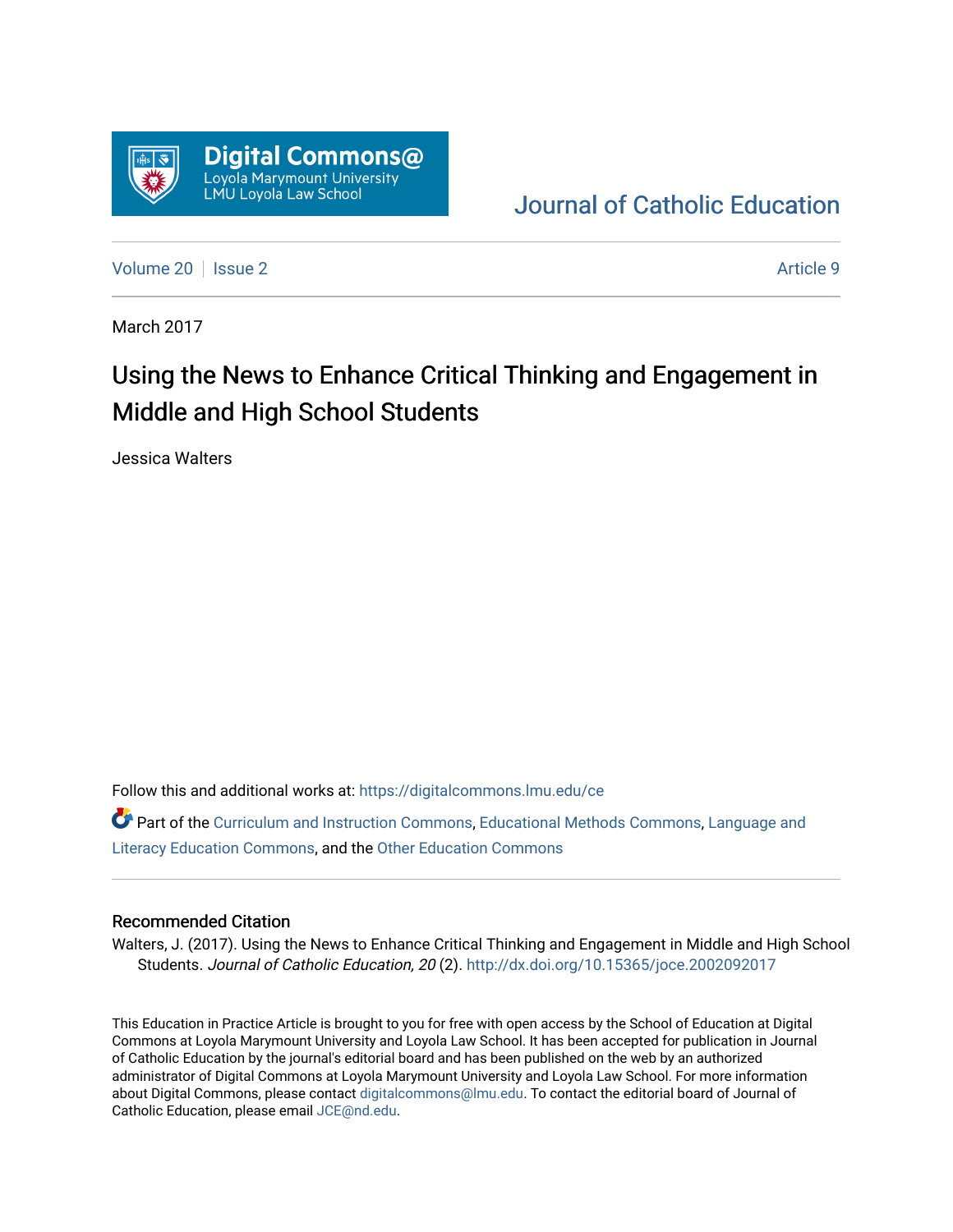Digital Commons@ Loyola Marymount University LMU Loyola Law School

Journal of Catholic Education

Volume 20 | Issue 2 | Article 9

March 2017

# Using the News to Enhance Critical Thinking and Engagement in Middle and High School Students

Jessica Walters

Follow this and additional works at: https://digitalcommons.lmu.edu/ce

Part of the Curriculum and Instruction Commons, Educational Methods Commons, Language and Literacy Education Commons, and the Other Education Commons

## Recommended Citation

Walters, J. (2017). Using the News to Enhance Critical Thinking and Engagement in Middle and High School Students. *Journal of Catholic Education, 20* (2). http://dx.doi.org/10.15365/joce.2002092017

This Education in Practice Article is brought to you for free with open access by the School of Education at Digital Commons at Loyola Marymount University and Loyola Law School. It has been accepted for publication in Journal of Catholic Education by the journal's editorial board and has been published on the web by an authorized administrator of Digital Commons at Loyola Marymount University and Loyola Law School. For more information about Digital Commons, please contact digitalcommons@lmu.edu. To contact the editorial board of Journal of Catholic Education, please email JCE@nd.edu.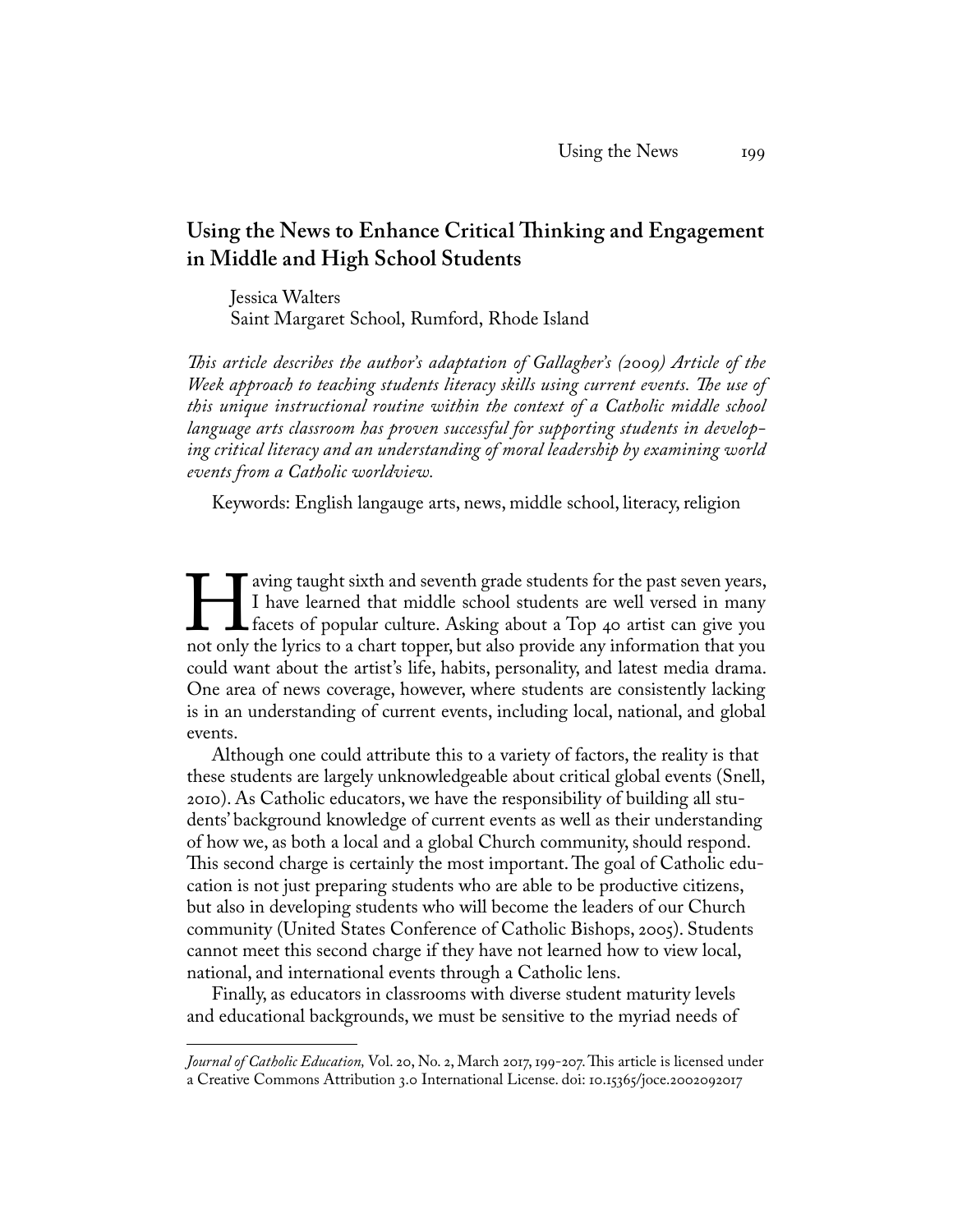# Using the News to Enhance Critical Thinking and Engagement in Middle and High School Students

Jessica Walters
Saint Margaret School, Rumford, Rhode Island

*This article describes the author's adaptation of Gallagher's (2009) Article of the Week approach to teaching students literacy skills using current events. The use of this unique instructional routine within the context of a Catholic middle school language arts classroom has proven successful for supporting students in developing critical literacy and an understanding of moral leadership by examining world events from a Catholic worldview.*

Keywords: English langauge arts, news, middle school, literacy, religion

Having taught sixth and seventh grade students for the past seven years, I have learned that middle school students are well versed in many facets of popular culture. Asking about a Top 40 artist can give you not only the lyrics to a chart topper, but also provide any information that you could want about the artist's life, habits, personality, and latest media drama. One area of news coverage, however, where students are consistently lacking is in an understanding of current events, including local, national, and global events.

Although one could attribute this to a variety of factors, the reality is that these students are largely unknowledgeable about critical global events (Snell, 2010). As Catholic educators, we have the responsibility of building all students' background knowledge of current events as well as their understanding of how we, as both a local and a global Church community, should respond. This second charge is certainly the most important. The goal of Catholic education is not just preparing students who are able to be productive citizens, but also in developing students who will become the leaders of our Church community (United States Conference of Catholic Bishops, 2005). Students cannot meet this second charge if they have not learned how to view local, national, and international events through a Catholic lens.

Finally, as educators in classrooms with diverse student maturity levels and educational backgrounds, we must be sensitive to the myriad needs of

---

*Journal of Catholic Education,* Vol. 20, No. 2, March 2017, 199-207. This article is licensed under a Creative Commons Attribution 3.0 International License. doi: 10.15365/joce.2002092017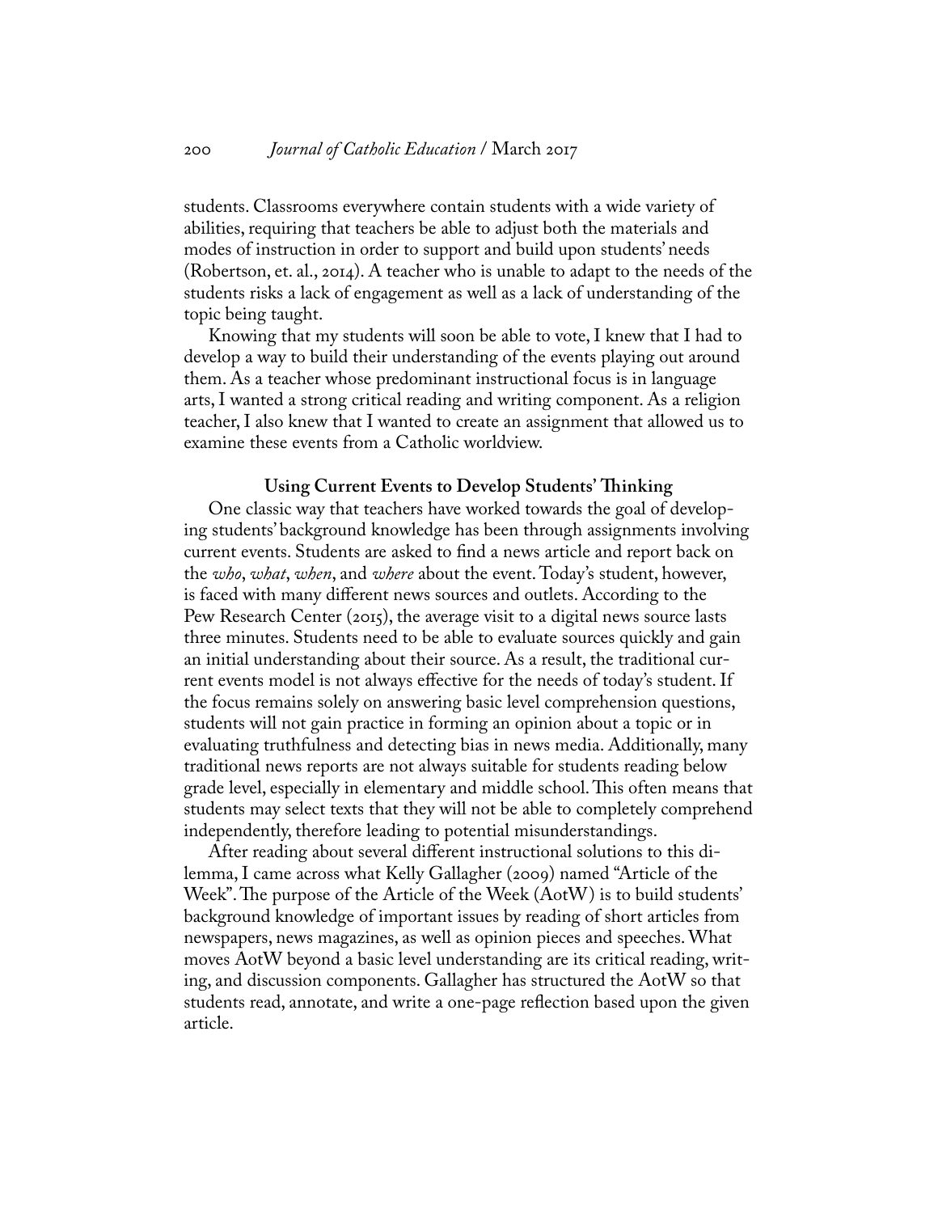students. Classrooms everywhere contain students with a wide variety of abilities, requiring that teachers be able to adjust both the materials and modes of instruction in order to support and build upon students' needs (Robertson, et. al., 2014). A teacher who is unable to adapt to the needs of the students risks a lack of engagement as well as a lack of understanding of the topic being taught.

Knowing that my students will soon be able to vote, I knew that I had to develop a way to build their understanding of the events playing out around them. As a teacher whose predominant instructional focus is in language arts, I wanted a strong critical reading and writing component. As a religion teacher, I also knew that I wanted to create an assignment that allowed us to examine these events from a Catholic worldview.

## Using Current Events to Develop Students' Thinking

One classic way that teachers have worked towards the goal of developing students' background knowledge has been through assignments involving current events. Students are asked to find a news article and report back on the *who*, *what*, *when*, and *where* about the event. Today's student, however, is faced with many different news sources and outlets. According to the Pew Research Center (2015), the average visit to a digital news source lasts three minutes. Students need to be able to evaluate sources quickly and gain an initial understanding about their source. As a result, the traditional current events model is not always effective for the needs of today's student. If the focus remains solely on answering basic level comprehension questions, students will not gain practice in forming an opinion about a topic or in evaluating truthfulness and detecting bias in news media. Additionally, many traditional news reports are not always suitable for students reading below grade level, especially in elementary and middle school. This often means that students may select texts that they will not be able to completely comprehend independently, therefore leading to potential misunderstandings.

After reading about several different instructional solutions to this dilemma, I came across what Kelly Gallagher (2009) named "Article of the Week". The purpose of the Article of the Week (AotW) is to build students' background knowledge of important issues by reading of short articles from newspapers, news magazines, as well as opinion pieces and speeches. What moves AotW beyond a basic level understanding are its critical reading, writing, and discussion components. Gallagher has structured the AotW so that students read, annotate, and write a one-page reflection based upon the given article.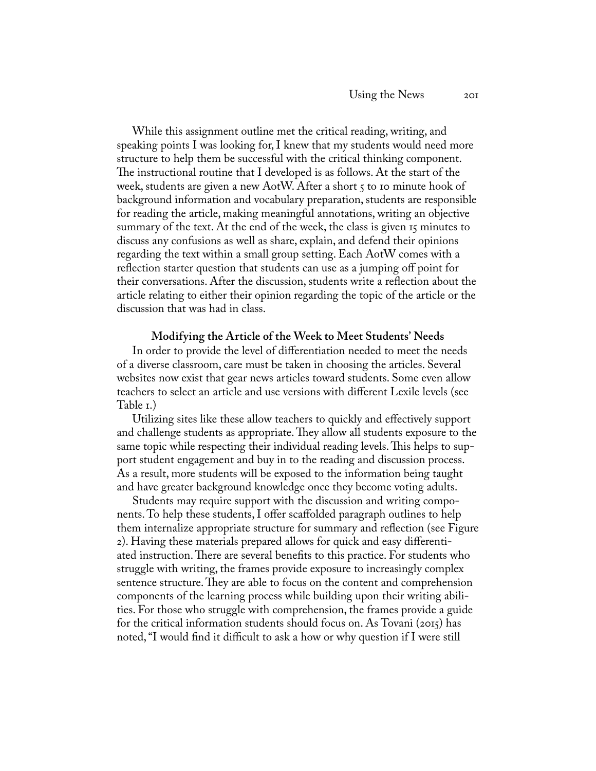While this assignment outline met the critical reading, writing, and speaking points I was looking for, I knew that my students would need more structure to help them be successful with the critical thinking component. The instructional routine that I developed is as follows. At the start of the week, students are given a new AotW. After a short 5 to 10 minute hook of background information and vocabulary preparation, students are responsible for reading the article, making meaningful annotations, writing an objective summary of the text. At the end of the week, the class is given 15 minutes to discuss any confusions as well as share, explain, and defend their opinions regarding the text within a small group setting. Each AotW comes with a reflection starter question that students can use as a jumping off point for their conversations. After the discussion, students write a reflection about the article relating to either their opinion regarding the topic of the article or the discussion that was had in class.

**Modifying the Article of the Week to Meet Students' Needs**

In order to provide the level of differentiation needed to meet the needs of a diverse classroom, care must be taken in choosing the articles. Several websites now exist that gear news articles toward students. Some even allow teachers to select an article and use versions with different Lexile levels (see Table 1.)

Utilizing sites like these allow teachers to quickly and effectively support and challenge students as appropriate. They allow all students exposure to the same topic while respecting their individual reading levels. This helps to support student engagement and buy in to the reading and discussion process. As a result, more students will be exposed to the information being taught and have greater background knowledge once they become voting adults.

Students may require support with the discussion and writing components. To help these students, I offer scaffolded paragraph outlines to help them internalize appropriate structure for summary and reflection (see Figure 2). Having these materials prepared allows for quick and easy differentiated instruction. There are several benefits to this practice. For students who struggle with writing, the frames provide exposure to increasingly complex sentence structure. They are able to focus on the content and comprehension components of the learning process while building upon their writing abilities. For those who struggle with comprehension, the frames provide a guide for the critical information students should focus on. As Tovani (2015) has noted, "I would find it difficult to ask a how or why question if I were still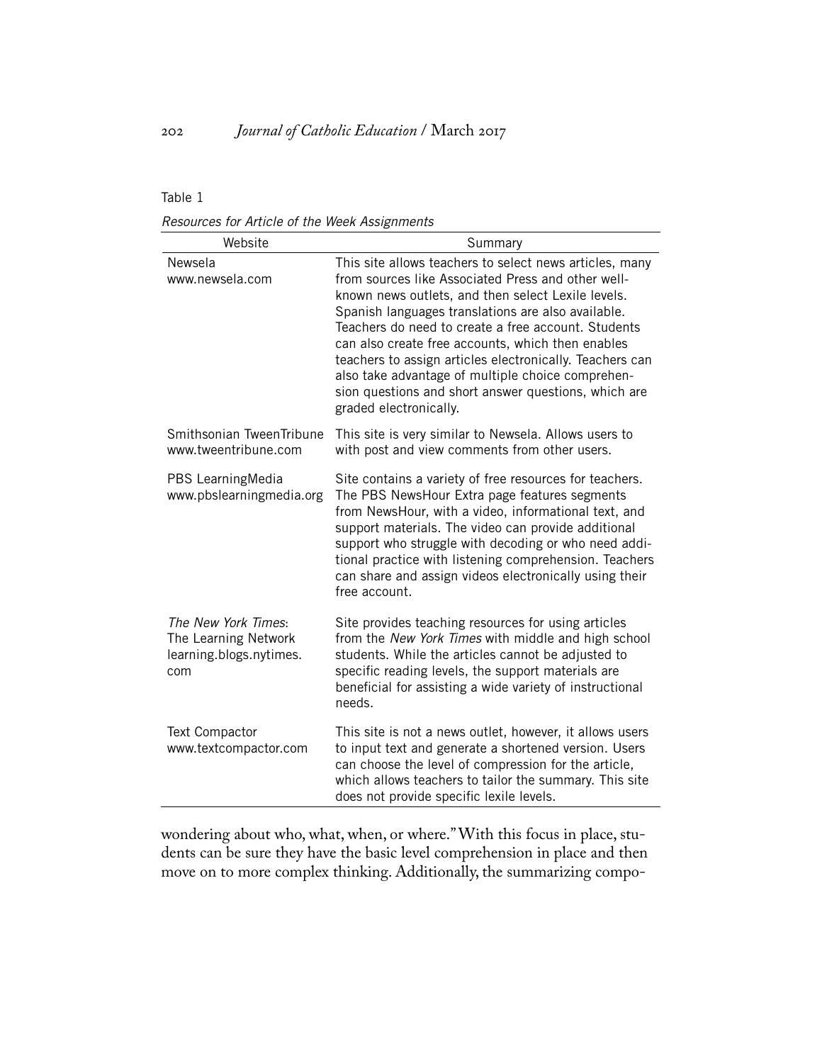Table 1

*Resources for Article of the Week Assignments*

| Website | Summary |
| --- | --- |
| Newsela<br>www.newsela.com | This site allows teachers to select news articles, many from sources like Associated Press and other well-known news outlets, and then select Lexile levels. Spanish languages translations are also available. Teachers do need to create a free account. Students can also create free accounts, which then enables teachers to assign articles electronically. Teachers can also take advantage of multiple choice comprehension questions and short answer questions, which are graded electronically. |
| Smithsonian TweenTribune<br>www.tweentribune.com | This site is very similar to Newsela. Allows users to with post and view comments from other users. |
| PBS LearningMedia<br>www.pbslearningmedia.org | Site contains a variety of free resources for teachers. The PBS NewsHour Extra page features segments from NewsHour, with a video, informational text, and support materials. The video can provide additional support who struggle with decoding or who need additional practice with listening comprehension. Teachers can share and assign videos electronically using their free account. |
| *The New York Times*: The Learning Network<br>learning.blogs.nytimes.com | Site provides teaching resources for using articles from the *New York Times* with middle and high school students. While the articles cannot be adjusted to specific reading levels, the support materials are beneficial for assisting a wide variety of instructional needs. |
| Text Compactor<br>www.textcompactor.com | This site is not a news outlet, however, it allows users to input text and generate a shortened version. Users can choose the level of compression for the article, which allows teachers to tailor the summary. This site does not provide specific lexile levels. |

wondering about who, what, when, or where." With this focus in place, students can be sure they have the basic level comprehension in place and then move on to more complex thinking. Additionally, the summarizing compo-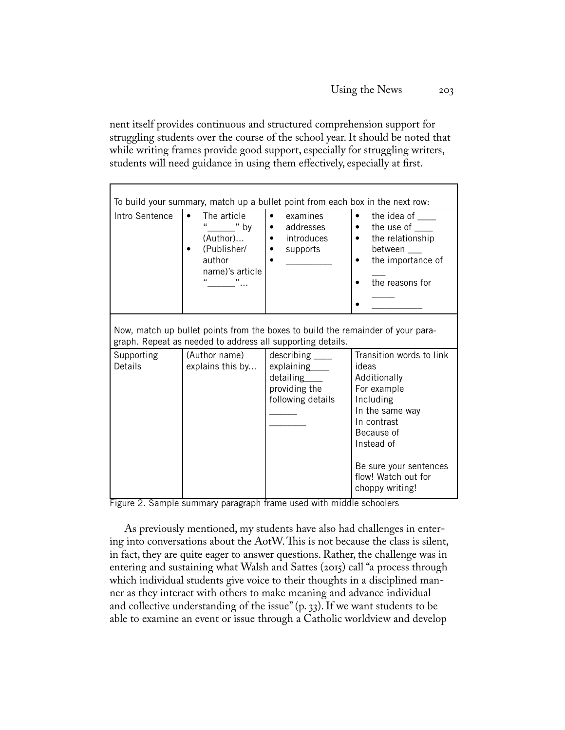nent itself provides continuous and structured comprehension support for struggling students over the course of the school year. It should be noted that while writing frames provide good support, especially for struggling writers, students will need guidance in using them effectively, especially at first.

| To build your summary, match up a bullet point from each box in the next row: | | | |
|---|---|---|---|
| Intro Sentence | • The article "_____" by (Author)…<br>• (Publisher/ author name)'s article "_____"… | • examines<br>• addresses<br>• introduces<br>• supports<br>• _________ | • the idea of ____<br>• the use of ____<br>• the relationship between ___<br>• the importance of ___<br>• the reasons for _____<br>• ___________ |
| Now, match up bullet points from the boxes to build the remainder of your paragraph. Repeat as needed to address all supporting details. | | | |
| Supporting Details | (Author name) explains this by… | describing ____<br>explaining____<br>detailing____<br>providing the following details ______ ________ | Transition words to link ideas<br>Additionally<br>For example<br>Including<br>In the same way<br>In contrast<br>Because of<br>Instead of<br><br>Be sure your sentences flow! Watch out for choppy writing! |

Figure 2. Sample summary paragraph frame used with middle schoolers

As previously mentioned, my students have also had challenges in entering into conversations about the AotW. This is not because the class is silent, in fact, they are quite eager to answer questions. Rather, the challenge was in entering and sustaining what Walsh and Sattes (2015) call "a process through which individual students give voice to their thoughts in a disciplined manner as they interact with others to make meaning and advance individual and collective understanding of the issue" (p. 33). If we want students to be able to examine an event or issue through a Catholic worldview and develop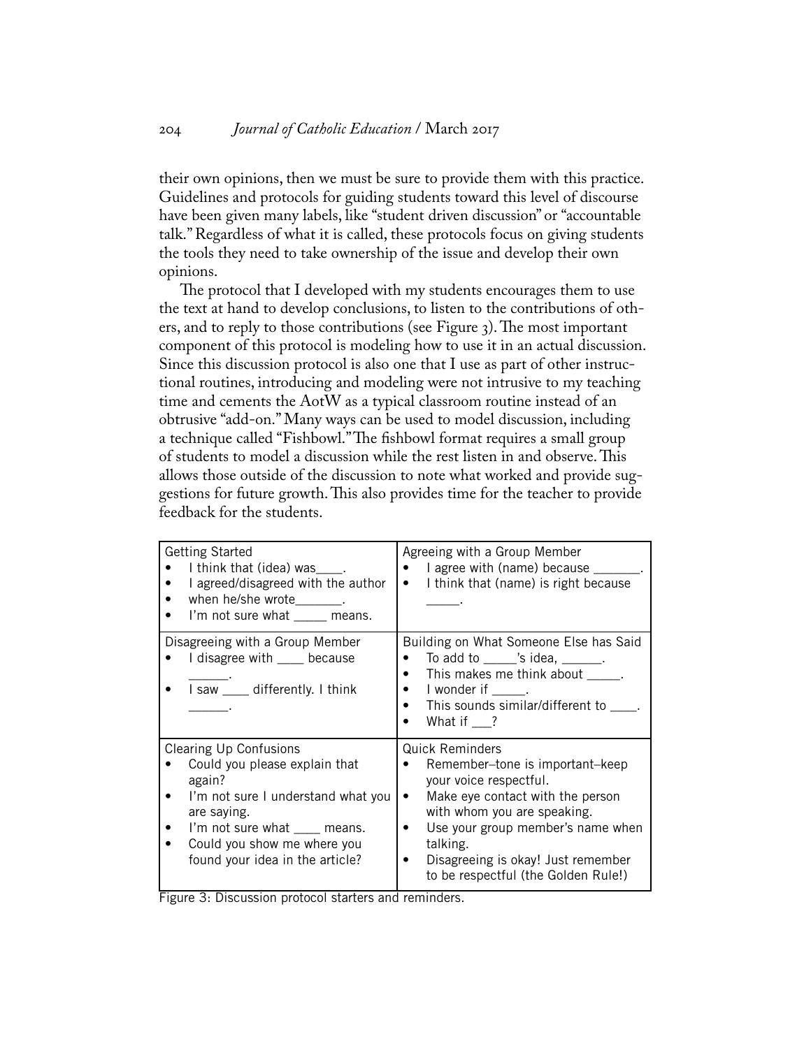their own opinions, then we must be sure to provide them with this practice. Guidelines and protocols for guiding students toward this level of discourse have been given many labels, like "student driven discussion" or "accountable talk." Regardless of what it is called, these protocols focus on giving students the tools they need to take ownership of the issue and develop their own opinions.

The protocol that I developed with my students encourages them to use the text at hand to develop conclusions, to listen to the contributions of others, and to reply to those contributions (see Figure 3). The most important component of this protocol is modeling how to use it in an actual discussion. Since this discussion protocol is also one that I use as part of other instructional routines, introducing and modeling were not intrusive to my teaching time and cements the AotW as a typical classroom routine instead of an obtrusive "add-on." Many ways can be used to model discussion, including a technique called "Fishbowl." The fishbowl format requires a small group of students to model a discussion while the rest listen in and observe. This allows those outside of the discussion to note what worked and provide suggestions for future growth. This also provides time for the teacher to provide feedback for the students.

| Getting Started | Agreeing with a Group Member |
|---|---|
| • I think that (idea) was____.<br>• I agreed/disagreed with the author<br>• when he/she wrote_______.<br>• I'm not sure what _____ means. | • I agree with (name) because _______.<br>• I think that (name) is right because _____. |
| **Disagreeing with a Group Member** | **Building on What Someone Else has Said** |
| • I disagree with ____ because ______.<br>• I saw ____ differently. I think ______. | • To add to _____'s idea, ______.<br>• This makes me think about _____.<br>• I wonder if _____.<br>• This sounds similar/different to ____.<br>• What if ___? |
| **Clearing Up Confusions** | **Quick Reminders** |
| • Could you please explain that again?<br>• I'm not sure I understand what you are saying.<br>• I'm not sure what ____ means.<br>• Could you show me where you found your idea in the article? | • Remember–tone is important–keep your voice respectful.<br>• Make eye contact with the person with whom you are speaking.<br>• Use your group member's name when talking.<br>• Disagreeing is okay! Just remember to be respectful (the Golden Rule!) |

Figure 3: Discussion protocol starters and reminders.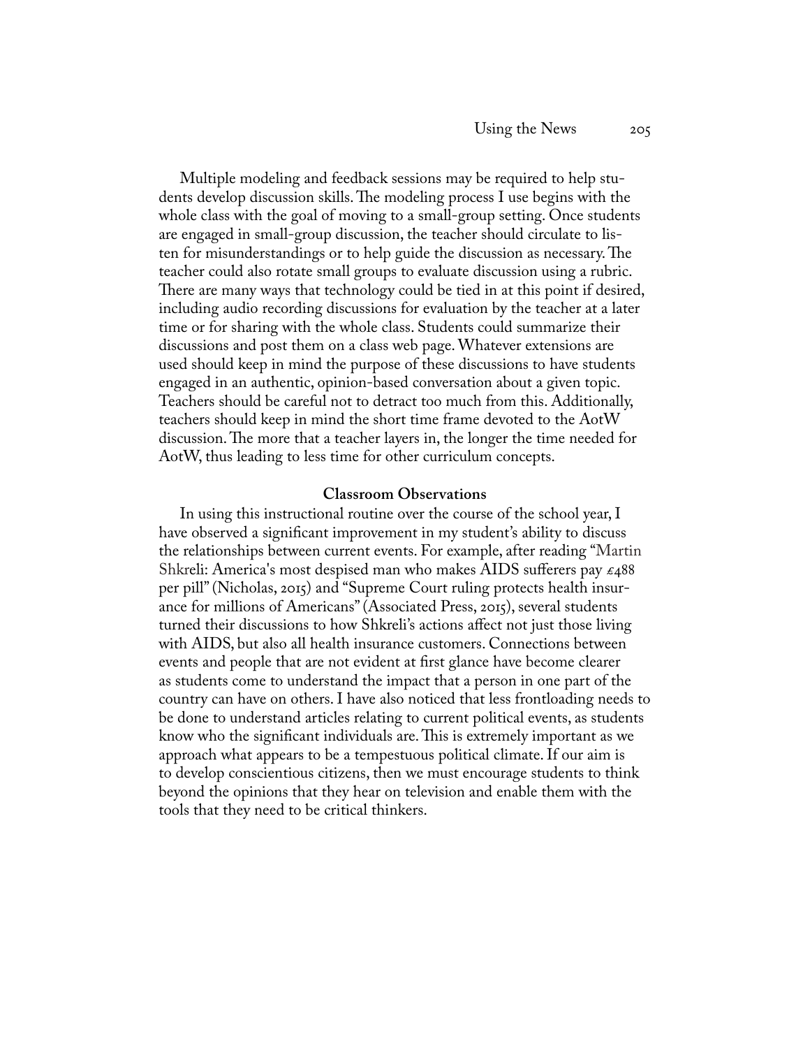Multiple modeling and feedback sessions may be required to help students develop discussion skills. The modeling process I use begins with the whole class with the goal of moving to a small-group setting. Once students are engaged in small-group discussion, the teacher should circulate to listen for misunderstandings or to help guide the discussion as necessary. The teacher could also rotate small groups to evaluate discussion using a rubric. There are many ways that technology could be tied in at this point if desired, including audio recording discussions for evaluation by the teacher at a later time or for sharing with the whole class. Students could summarize their discussions and post them on a class web page. Whatever extensions are used should keep in mind the purpose of these discussions to have students engaged in an authentic, opinion-based conversation about a given topic. Teachers should be careful not to detract too much from this. Additionally, teachers should keep in mind the short time frame devoted to the AotW discussion. The more that a teacher layers in, the longer the time needed for AotW, thus leading to less time for other curriculum concepts.

### Classroom Observations

In using this instructional routine over the course of the school year, I have observed a significant improvement in my student's ability to discuss the relationships between current events. For example, after reading "Martin Shkreli: America's most despised man who makes AIDS sufferers pay £488 per pill" (Nicholas, 2015) and "Supreme Court ruling protects health insurance for millions of Americans" (Associated Press, 2015), several students turned their discussions to how Shkreli's actions affect not just those living with AIDS, but also all health insurance customers. Connections between events and people that are not evident at first glance have become clearer as students come to understand the impact that a person in one part of the country can have on others. I have also noticed that less frontloading needs to be done to understand articles relating to current political events, as students know who the significant individuals are. This is extremely important as we approach what appears to be a tempestuous political climate. If our aim is to develop conscientious citizens, then we must encourage students to think beyond the opinions that they hear on television and enable them with the tools that they need to be critical thinkers.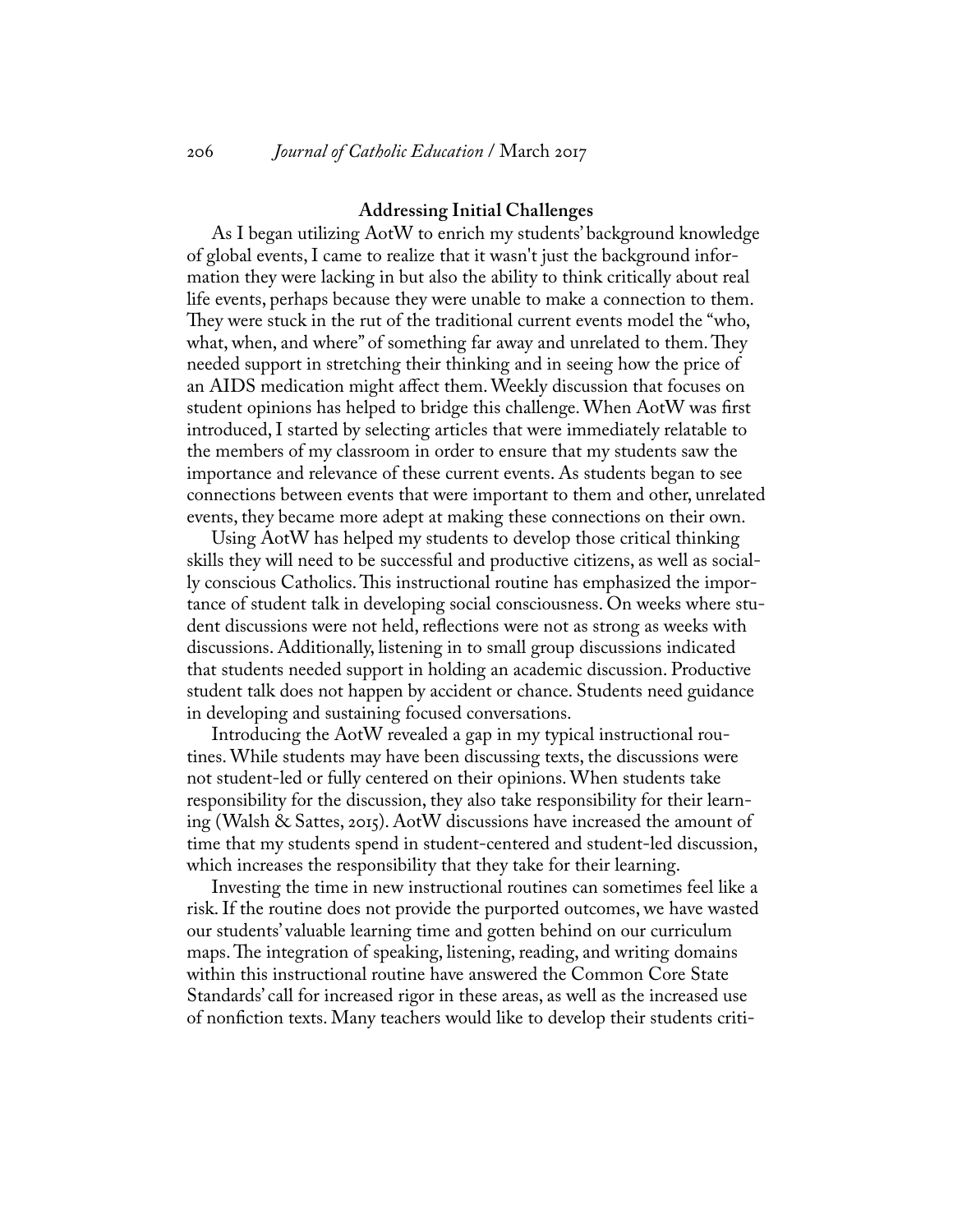### Addressing Initial Challenges

As I began utilizing AotW to enrich my students' background knowledge of global events, I came to realize that it wasn't just the background information they were lacking in but also the ability to think critically about real life events, perhaps because they were unable to make a connection to them. They were stuck in the rut of the traditional current events model the "who, what, when, and where" of something far away and unrelated to them. They needed support in stretching their thinking and in seeing how the price of an AIDS medication might affect them. Weekly discussion that focuses on student opinions has helped to bridge this challenge. When AotW was first introduced, I started by selecting articles that were immediately relatable to the members of my classroom in order to ensure that my students saw the importance and relevance of these current events. As students began to see connections between events that were important to them and other, unrelated events, they became more adept at making these connections on their own.

Using AotW has helped my students to develop those critical thinking skills they will need to be successful and productive citizens, as well as socially conscious Catholics. This instructional routine has emphasized the importance of student talk in developing social consciousness. On weeks where student discussions were not held, reflections were not as strong as weeks with discussions. Additionally, listening in to small group discussions indicated that students needed support in holding an academic discussion. Productive student talk does not happen by accident or chance. Students need guidance in developing and sustaining focused conversations.

Introducing the AotW revealed a gap in my typical instructional routines. While students may have been discussing texts, the discussions were not student-led or fully centered on their opinions. When students take responsibility for the discussion, they also take responsibility for their learning (Walsh & Sattes, 2015). AotW discussions have increased the amount of time that my students spend in student-centered and student-led discussion, which increases the responsibility that they take for their learning.

Investing the time in new instructional routines can sometimes feel like a risk. If the routine does not provide the purported outcomes, we have wasted our students' valuable learning time and gotten behind on our curriculum maps. The integration of speaking, listening, reading, and writing domains within this instructional routine have answered the Common Core State Standards' call for increased rigor in these areas, as well as the increased use of nonfiction texts. Many teachers would like to develop their students criti-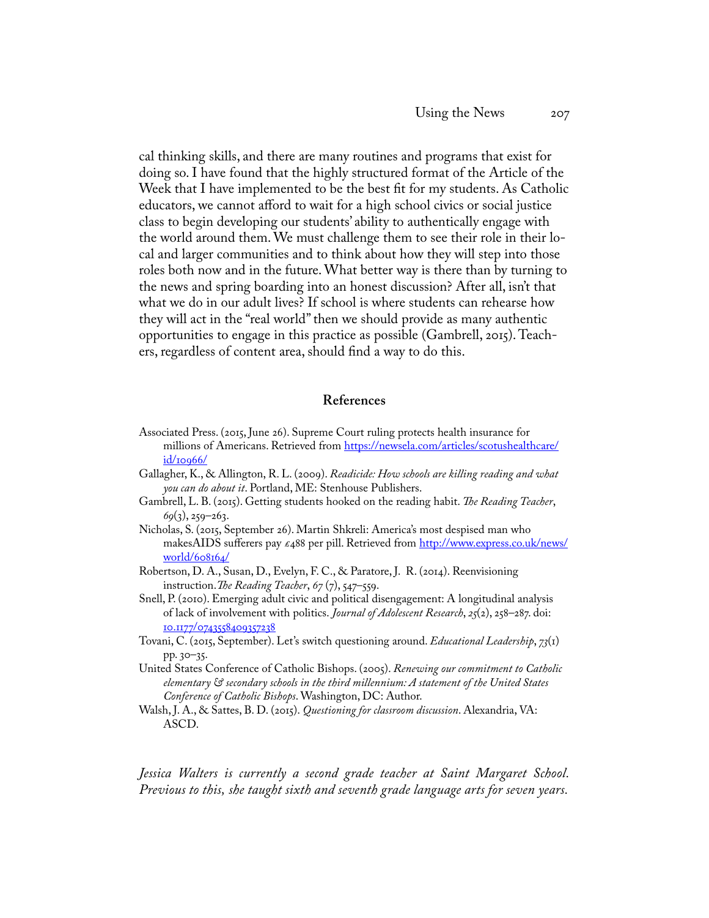cal thinking skills, and there are many routines and programs that exist for doing so. I have found that the highly structured format of the Article of the Week that I have implemented to be the best fit for my students. As Catholic educators, we cannot afford to wait for a high school civics or social justice class to begin developing our students' ability to authentically engage with the world around them. We must challenge them to see their role in their local and larger communities and to think about how they will step into those roles both now and in the future. What better way is there than by turning to the news and spring boarding into an honest discussion? After all, isn't that what we do in our adult lives? If school is where students can rehearse how they will act in the "real world" then we should provide as many authentic opportunities to engage in this practice as possible (Gambrell, 2015). Teachers, regardless of content area, should find a way to do this.

## References

Associated Press. (2015, June 26). Supreme Court ruling protects health insurance for millions of Americans. Retrieved from https://newsela.com/articles/scotushealthcare/id/10966/

Gallagher, K., & Allington, R. L. (2009). *Readicide: How schools are killing reading and what you can do about it*. Portland, ME: Stenhouse Publishers.

Gambrell, L. B. (2015). Getting students hooked on the reading habit. *The Reading Teacher*, *69*(3), 259–263.

Nicholas, S. (2015, September 26). Martin Shkreli: America's most despised man who makesAIDS sufferers pay £488 per pill. Retrieved from http://www.express.co.uk/news/world/608164/

Robertson, D. A., Susan, D., Evelyn, F. C., & Paratore, J. R. (2014). Reenvisioning instruction.*The Reading Teacher*, *67* (7), 547–559.

Snell, P. (2010). Emerging adult civic and political disengagement: A longitudinal analysis of lack of involvement with politics. *Journal of Adolescent Research*, *25*(2), 258–287. doi: 10.1177/0743558409357238

Tovani, C. (2015, September). Let's switch questioning around. *Educational Leadership*, *73*(1) pp. 30–35.

United States Conference of Catholic Bishops. (2005). *Renewing our commitment to Catholic elementary & secondary schools in the third millennium: A statement of the United States Conference of Catholic Bishops*. Washington, DC: Author.

Walsh, J. A., & Sattes, B. D. (2015). *Questioning for classroom discussion*. Alexandria, VA: ASCD.

*Jessica Walters is currently a second grade teacher at Saint Margaret School. Previous to this, she taught sixth and seventh grade language arts for seven years.*